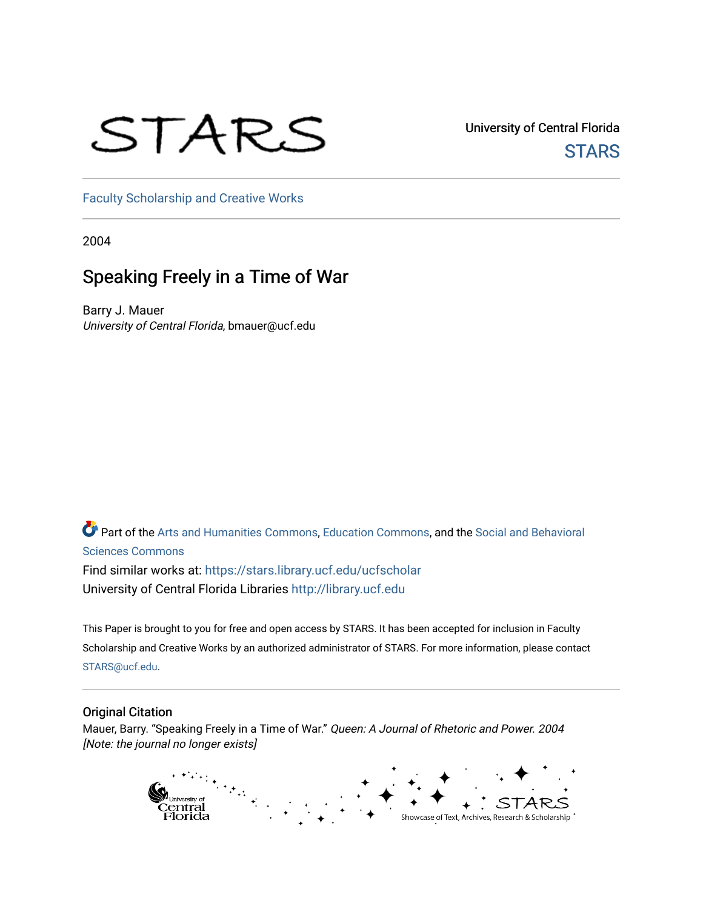STARS

University of Central Florida
STARS

Faculty Scholarship and Creative Works

2004

# Speaking Freely in a Time of War

Barry J. Mauer
*University of Central Florida*, bmauer@ucf.edu

Part of the Arts and Humanities Commons, Education Commons, and the Social and Behavioral Sciences Commons

Find similar works at: https://stars.library.ucf.edu/ucfscholar
University of Central Florida Libraries http://library.ucf.edu

This Paper is brought to you for free and open access by STARS. It has been accepted for inclusion in Faculty Scholarship and Creative Works by an authorized administrator of STARS. For more information, please contact STARS@ucf.edu.

## Original Citation

Mauer, Barry. "Speaking Freely in a Time of War." *Queen: A Journal of Rhetoric and Power. 2004 [Note: the journal no longer exists]*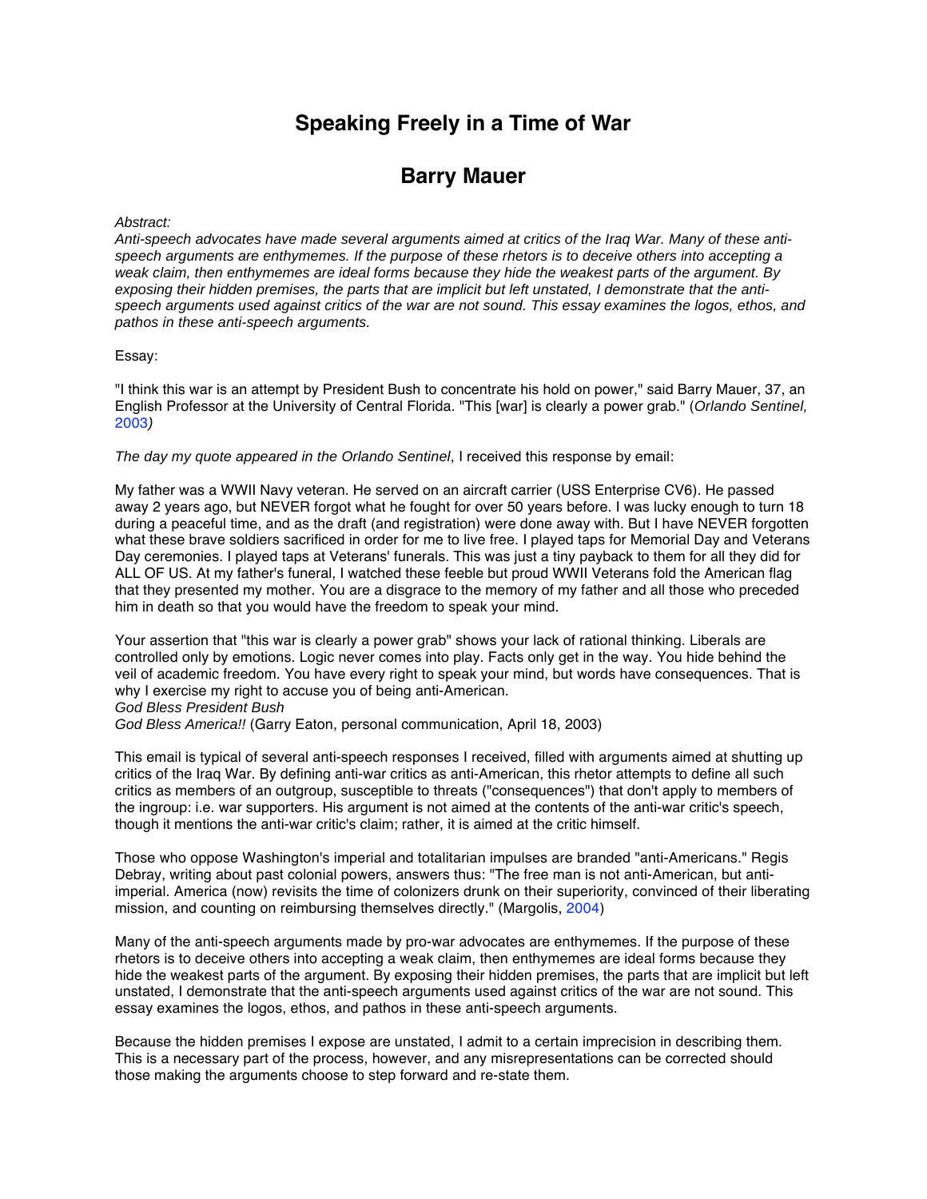# Speaking Freely in a Time of War

## Barry Mauer

*Abstract:*

*Anti-speech advocates have made several arguments aimed at critics of the Iraq War. Many of these anti-speech arguments are enthymemes. If the purpose of these rhetors is to deceive others into accepting a weak claim, then enthymemes are ideal forms because they hide the weakest parts of the argument. By exposing their hidden premises, the parts that are implicit but left unstated, I demonstrate that the anti-speech arguments used against critics of the war are not sound. This essay examines the logos, ethos, and pathos in these anti-speech arguments.*

Essay:

"I think this war is an attempt by President Bush to concentrate his hold on power," said Barry Mauer, 37, an English Professor at the University of Central Florida. "This [war] is clearly a power grab." (*Orlando Sentinel,* 2003*)*

*The day my quote appeared in the Orlando Sentinel*, I received this response by email:

My father was a WWII Navy veteran. He served on an aircraft carrier (USS Enterprise CV6). He passed away 2 years ago, but NEVER forgot what he fought for over 50 years before. I was lucky enough to turn 18 during a peaceful time, and as the draft (and registration) were done away with. But I have NEVER forgotten what these brave soldiers sacrificed in order for me to live free. I played taps for Memorial Day and Veterans Day ceremonies. I played taps at Veterans' funerals. This was just a tiny payback to them for all they did for ALL OF US. At my father's funeral, I watched these feeble but proud WWII Veterans fold the American flag that they presented my mother. You are a disgrace to the memory of my father and all those who preceded him in death so that you would have the freedom to speak your mind.

Your assertion that "this war is clearly a power grab" shows your lack of rational thinking. Liberals are controlled only by emotions. Logic never comes into play. Facts only get in the way. You hide behind the veil of academic freedom. You have every right to speak your mind, but words have consequences. That is why I exercise my right to accuse you of being anti-American.
*God Bless President Bush*
*God Bless America!!* (Garry Eaton, personal communication, April 18, 2003)

This email is typical of several anti-speech responses I received, filled with arguments aimed at shutting up critics of the Iraq War. By defining anti-war critics as anti-American, this rhetor attempts to define all such critics as members of an outgroup, susceptible to threats ("consequences") that don't apply to members of the ingroup: i.e. war supporters. His argument is not aimed at the contents of the anti-war critic's speech, though it mentions the anti-war critic's claim; rather, it is aimed at the critic himself.

Those who oppose Washington's imperial and totalitarian impulses are branded "anti-Americans." Regis Debray, writing about past colonial powers, answers thus: "The free man is not anti-American, but anti-imperial. America (now) revisits the time of colonizers drunk on their superiority, convinced of their liberating mission, and counting on reimbursing themselves directly." (Margolis, 2004)

Many of the anti-speech arguments made by pro-war advocates are enthymemes. If the purpose of these rhetors is to deceive others into accepting a weak claim, then enthymemes are ideal forms because they hide the weakest parts of the argument. By exposing their hidden premises, the parts that are implicit but left unstated, I demonstrate that the anti-speech arguments used against critics of the war are not sound. This essay examines the logos, ethos, and pathos in these anti-speech arguments.

Because the hidden premises I expose are unstated, I admit to a certain imprecision in describing them. This is a necessary part of the process, however, and any misrepresentations can be corrected should those making the arguments choose to step forward and re-state them.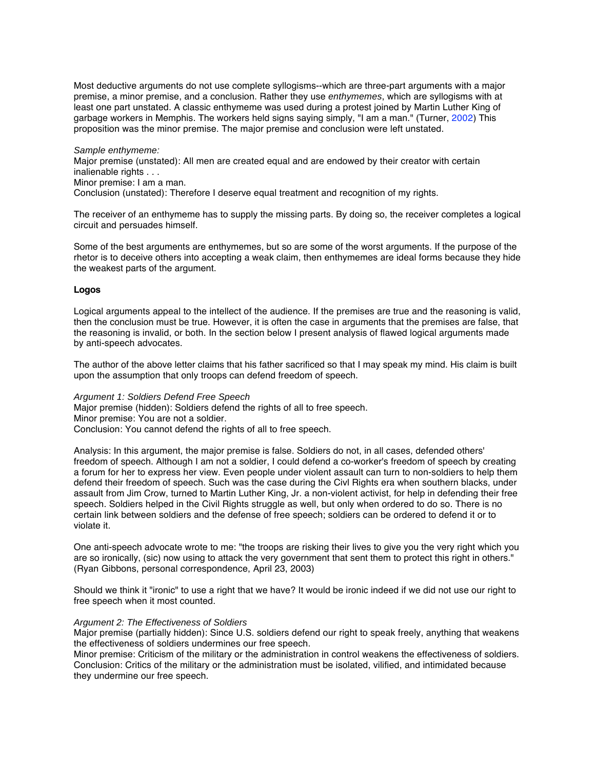Most deductive arguments do not use complete syllogisms--which are three-part arguments with a major premise, a minor premise, and a conclusion. Rather they use *enthymemes*, which are syllogisms with at least one part unstated. A classic enthymeme was used during a protest joined by Martin Luther King of garbage workers in Memphis. The workers held signs saying simply, "I am a man." (Turner, 2002) This proposition was the minor premise. The major premise and conclusion were left unstated.

*Sample enthymeme:*
Major premise (unstated): All men are created equal and are endowed by their creator with certain inalienable rights . . .
Minor premise: I am a man.
Conclusion (unstated): Therefore I deserve equal treatment and recognition of my rights.

The receiver of an enthymeme has to supply the missing parts. By doing so, the receiver completes a logical circuit and persuades himself.

Some of the best arguments are enthymemes, but so are some of the worst arguments. If the purpose of the rhetor is to deceive others into accepting a weak claim, then enthymemes are ideal forms because they hide the weakest parts of the argument.

**Logos**

Logical arguments appeal to the intellect of the audience. If the premises are true and the reasoning is valid, then the conclusion must be true. However, it is often the case in arguments that the premises are false, that the reasoning is invalid, or both. In the section below I present analysis of flawed logical arguments made by anti-speech advocates.

The author of the above letter claims that his father sacrificed so that I may speak my mind. His claim is built upon the assumption that only troops can defend freedom of speech.

*Argument 1: Soldiers Defend Free Speech*
Major premise (hidden): Soldiers defend the rights of all to free speech.
Minor premise: You are not a soldier.
Conclusion: You cannot defend the rights of all to free speech.

Analysis: In this argument, the major premise is false. Soldiers do not, in all cases, defended others' freedom of speech. Although I am not a soldier, I could defend a co-worker's freedom of speech by creating a forum for her to express her view. Even people under violent assault can turn to non-soldiers to help them defend their freedom of speech. Such was the case during the Civl Rights era when southern blacks, under assault from Jim Crow, turned to Martin Luther King, Jr. a non-violent activist, for help in defending their free speech. Soldiers helped in the Civil Rights struggle as well, but only when ordered to do so. There is no certain link between soldiers and the defense of free speech; soldiers can be ordered to defend it or to violate it.

One anti-speech advocate wrote to me: "the troops are risking their lives to give you the very right which you are so ironically, (sic) now using to attack the very government that sent them to protect this right in others." (Ryan Gibbons, personal correspondence, April 23, 2003)

Should we think it "ironic" to use a right that we have? It would be ironic indeed if we did not use our right to free speech when it most counted.

*Argument 2: The Effectiveness of Soldiers*
Major premise (partially hidden): Since U.S. soldiers defend our right to speak freely, anything that weakens the effectiveness of soldiers undermines our free speech.
Minor premise: Criticism of the military or the administration in control weakens the effectiveness of soldiers.
Conclusion: Critics of the military or the administration must be isolated, vilified, and intimidated because they undermine our free speech.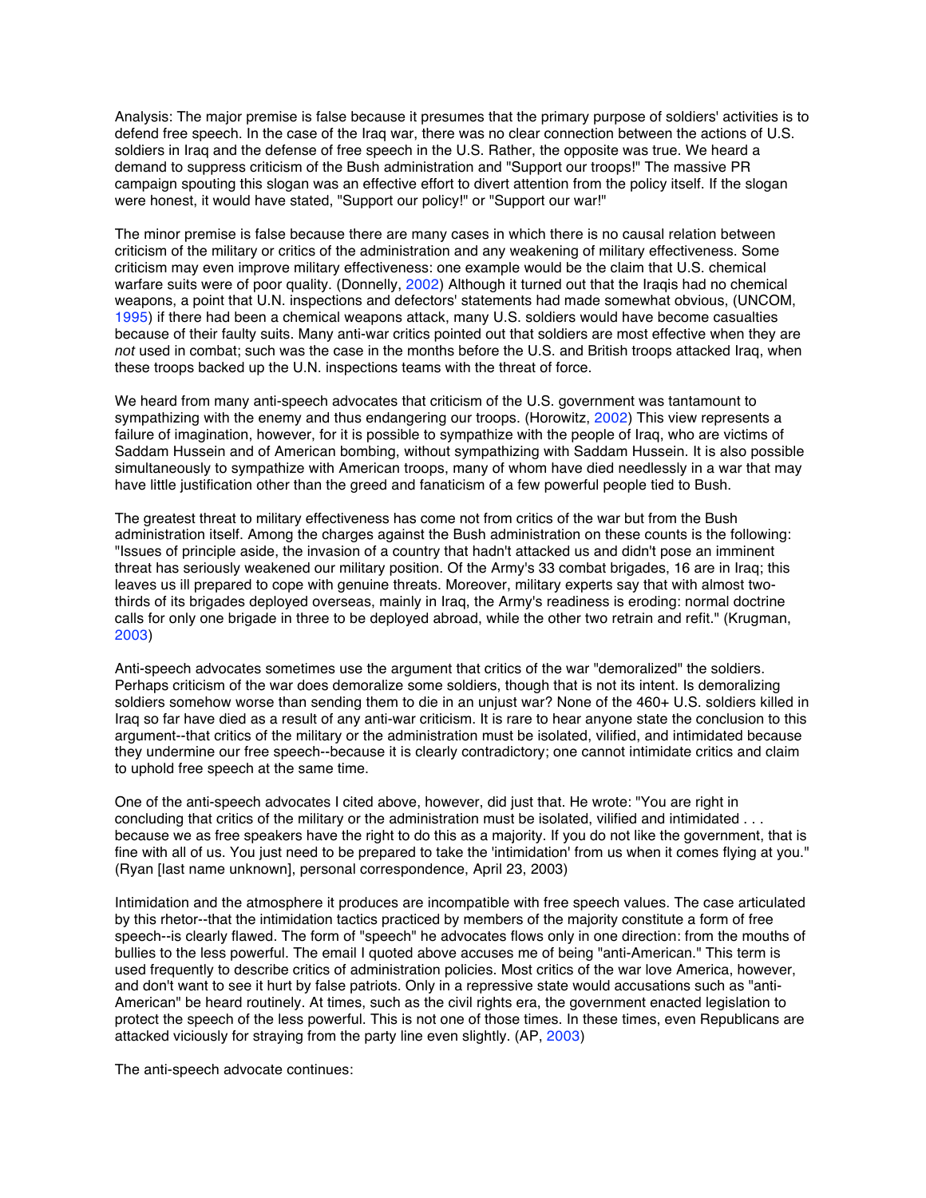Analysis: The major premise is false because it presumes that the primary purpose of soldiers' activities is to defend free speech. In the case of the Iraq war, there was no clear connection between the actions of U.S. soldiers in Iraq and the defense of free speech in the U.S. Rather, the opposite was true. We heard a demand to suppress criticism of the Bush administration and "Support our troops!" The massive PR campaign spouting this slogan was an effective effort to divert attention from the policy itself. If the slogan were honest, it would have stated, "Support our policy!" or "Support our war!"

The minor premise is false because there are many cases in which there is no causal relation between criticism of the military or critics of the administration and any weakening of military effectiveness. Some criticism may even improve military effectiveness: one example would be the claim that U.S. chemical warfare suits were of poor quality. (Donnelly, 2002) Although it turned out that the Iraqis had no chemical weapons, a point that U.N. inspections and defectors' statements had made somewhat obvious, (UNCOM, 1995) if there had been a chemical weapons attack, many U.S. soldiers would have become casualties because of their faulty suits. Many anti-war critics pointed out that soldiers are most effective when they are *not* used in combat; such was the case in the months before the U.S. and British troops attacked Iraq, when these troops backed up the U.N. inspections teams with the threat of force.

We heard from many anti-speech advocates that criticism of the U.S. government was tantamount to sympathizing with the enemy and thus endangering our troops. (Horowitz, 2002) This view represents a failure of imagination, however, for it is possible to sympathize with the people of Iraq, who are victims of Saddam Hussein and of American bombing, without sympathizing with Saddam Hussein. It is also possible simultaneously to sympathize with American troops, many of whom have died needlessly in a war that may have little justification other than the greed and fanaticism of a few powerful people tied to Bush.

The greatest threat to military effectiveness has come not from critics of the war but from the Bush administration itself. Among the charges against the Bush administration on these counts is the following: "Issues of principle aside, the invasion of a country that hadn't attacked us and didn't pose an imminent threat has seriously weakened our military position. Of the Army's 33 combat brigades, 16 are in Iraq; this leaves us ill prepared to cope with genuine threats. Moreover, military experts say that with almost two-thirds of its brigades deployed overseas, mainly in Iraq, the Army's readiness is eroding: normal doctrine calls for only one brigade in three to be deployed abroad, while the other two retrain and refit." (Krugman, 2003)

Anti-speech advocates sometimes use the argument that critics of the war "demoralized" the soldiers. Perhaps criticism of the war does demoralize some soldiers, though that is not its intent. Is demoralizing soldiers somehow worse than sending them to die in an unjust war? None of the 460+ U.S. soldiers killed in Iraq so far have died as a result of any anti-war criticism. It is rare to hear anyone state the conclusion to this argument--that critics of the military or the administration must be isolated, vilified, and intimidated because they undermine our free speech--because it is clearly contradictory; one cannot intimidate critics and claim to uphold free speech at the same time.

One of the anti-speech advocates I cited above, however, did just that. He wrote: "You are right in concluding that critics of the military or the administration must be isolated, vilified and intimidated . . . because we as free speakers have the right to do this as a majority. If you do not like the government, that is fine with all of us. You just need to be prepared to take the 'intimidation' from us when it comes flying at you." (Ryan [last name unknown], personal correspondence, April 23, 2003)

Intimidation and the atmosphere it produces are incompatible with free speech values. The case articulated by this rhetor--that the intimidation tactics practiced by members of the majority constitute a form of free speech--is clearly flawed. The form of "speech" he advocates flows only in one direction: from the mouths of bullies to the less powerful. The email I quoted above accuses me of being "anti-American." This term is used frequently to describe critics of administration policies. Most critics of the war love America, however, and don't want to see it hurt by false patriots. Only in a repressive state would accusations such as "anti-American" be heard routinely. At times, such as the civil rights era, the government enacted legislation to protect the speech of the less powerful. This is not one of those times. In these times, even Republicans are attacked viciously for straying from the party line even slightly. (AP, 2003)

The anti-speech advocate continues: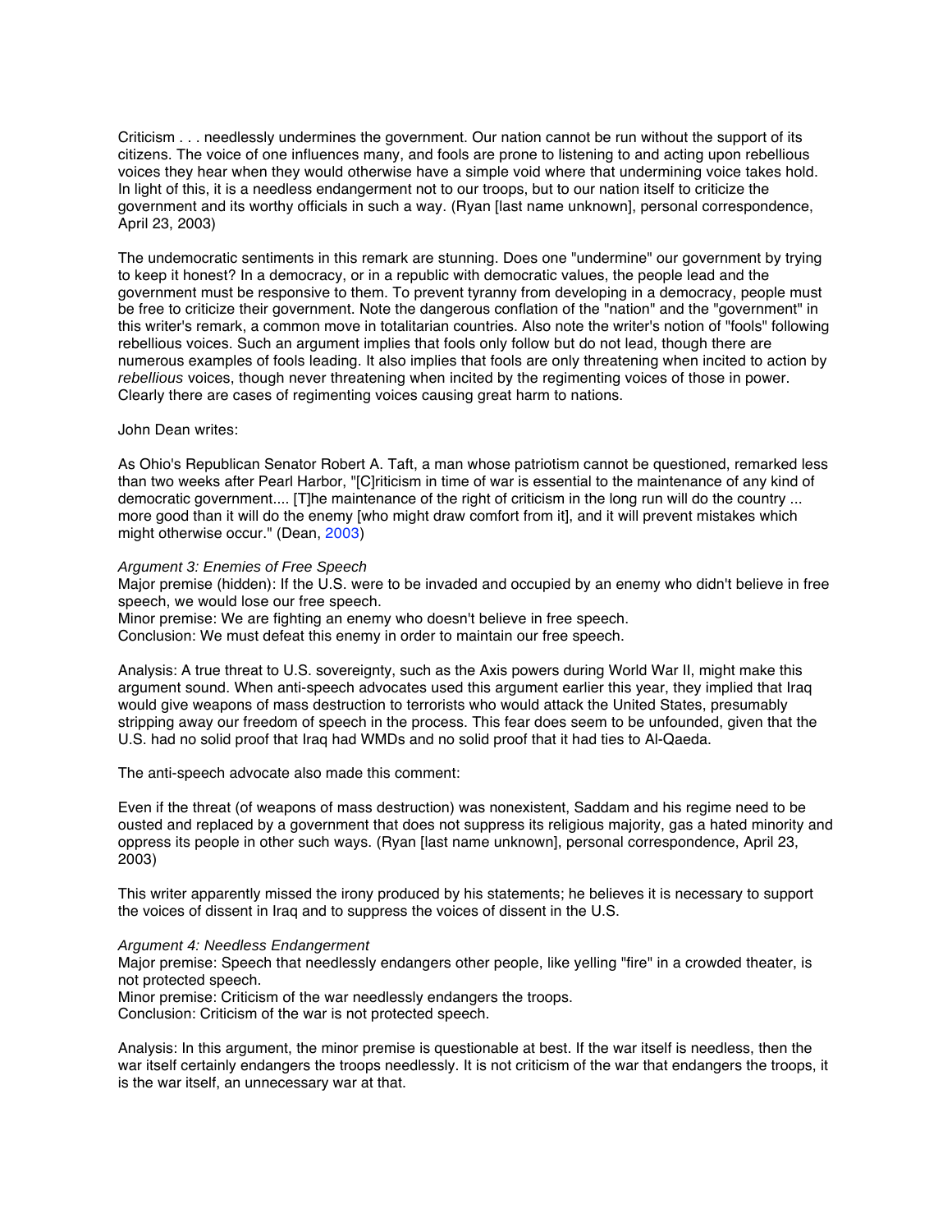Criticism . . . needlessly undermines the government. Our nation cannot be run without the support of its citizens. The voice of one influences many, and fools are prone to listening to and acting upon rebellious voices they hear when they would otherwise have a simple void where that undermining voice takes hold. In light of this, it is a needless endangerment not to our troops, but to our nation itself to criticize the government and its worthy officials in such a way. (Ryan [last name unknown], personal correspondence, April 23, 2003)

The undemocratic sentiments in this remark are stunning. Does one "undermine" our government by trying to keep it honest? In a democracy, or in a republic with democratic values, the people lead and the government must be responsive to them. To prevent tyranny from developing in a democracy, people must be free to criticize their government. Note the dangerous conflation of the "nation" and the "government" in this writer's remark, a common move in totalitarian countries. Also note the writer's notion of "fools" following rebellious voices. Such an argument implies that fools only follow but do not lead, though there are numerous examples of fools leading. It also implies that fools are only threatening when incited to action by *rebellious* voices, though never threatening when incited by the regimenting voices of those in power. Clearly there are cases of regimenting voices causing great harm to nations.

John Dean writes:

As Ohio's Republican Senator Robert A. Taft, a man whose patriotism cannot be questioned, remarked less than two weeks after Pearl Harbor, "[C]riticism in time of war is essential to the maintenance of any kind of democratic government.... [T]he maintenance of the right of criticism in the long run will do the country ... more good than it will do the enemy [who might draw comfort from it], and it will prevent mistakes which might otherwise occur." (Dean, 2003)

*Argument 3: Enemies of Free Speech*
Major premise (hidden): If the U.S. were to be invaded and occupied by an enemy who didn't believe in free speech, we would lose our free speech.
Minor premise: We are fighting an enemy who doesn't believe in free speech.
Conclusion: We must defeat this enemy in order to maintain our free speech.

Analysis: A true threat to U.S. sovereignty, such as the Axis powers during World War II, might make this argument sound. When anti-speech advocates used this argument earlier this year, they implied that Iraq would give weapons of mass destruction to terrorists who would attack the United States, presumably stripping away our freedom of speech in the process. This fear does seem to be unfounded, given that the U.S. had no solid proof that Iraq had WMDs and no solid proof that it had ties to Al-Qaeda.

The anti-speech advocate also made this comment:

Even if the threat (of weapons of mass destruction) was nonexistent, Saddam and his regime need to be ousted and replaced by a government that does not suppress its religious majority, gas a hated minority and oppress its people in other such ways. (Ryan [last name unknown], personal correspondence, April 23, 2003)

This writer apparently missed the irony produced by his statements; he believes it is necessary to support the voices of dissent in Iraq and to suppress the voices of dissent in the U.S.

*Argument 4: Needless Endangerment*
Major premise: Speech that needlessly endangers other people, like yelling "fire" in a crowded theater, is not protected speech.
Minor premise: Criticism of the war needlessly endangers the troops.
Conclusion: Criticism of the war is not protected speech.

Analysis: In this argument, the minor premise is questionable at best. If the war itself is needless, then the war itself certainly endangers the troops needlessly. It is not criticism of the war that endangers the troops, it is the war itself, an unnecessary war at that.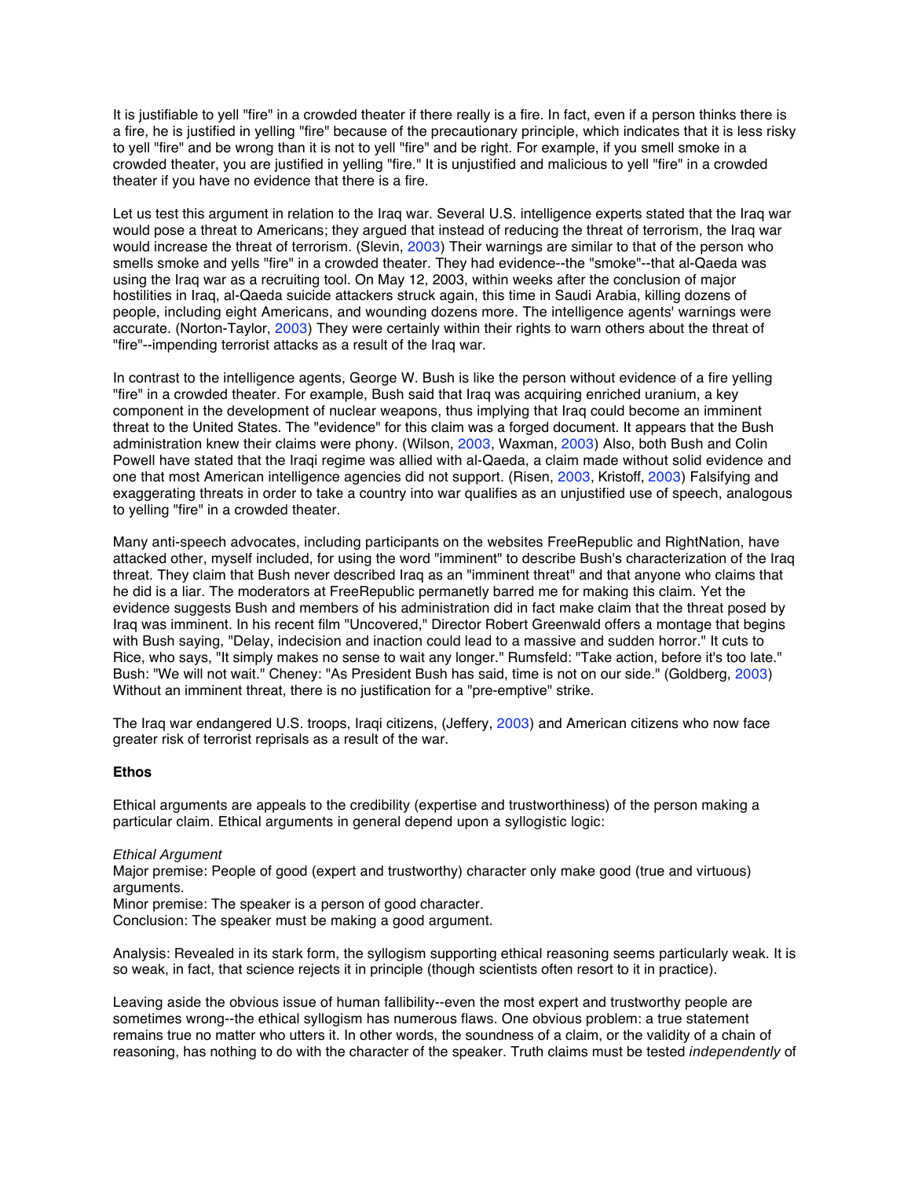It is justifiable to yell "fire" in a crowded theater if there really is a fire. In fact, even if a person thinks there is a fire, he is justified in yelling "fire" because of the precautionary principle, which indicates that it is less risky to yell "fire" and be wrong than it is not to yell "fire" and be right. For example, if you smell smoke in a crowded theater, you are justified in yelling "fire." It is unjustified and malicious to yell "fire" in a crowded theater if you have no evidence that there is a fire.

Let us test this argument in relation to the Iraq war. Several U.S. intelligence experts stated that the Iraq war would pose a threat to Americans; they argued that instead of reducing the threat of terrorism, the Iraq war would increase the threat of terrorism. (Slevin, 2003) Their warnings are similar to that of the person who smells smoke and yells "fire" in a crowded theater. They had evidence--the "smoke"--that al-Qaeda was using the Iraq war as a recruiting tool. On May 12, 2003, within weeks after the conclusion of major hostilities in Iraq, al-Qaeda suicide attackers struck again, this time in Saudi Arabia, killing dozens of people, including eight Americans, and wounding dozens more. The intelligence agents' warnings were accurate. (Norton-Taylor, 2003) They were certainly within their rights to warn others about the threat of "fire"--impending terrorist attacks as a result of the Iraq war.

In contrast to the intelligence agents, George W. Bush is like the person without evidence of a fire yelling "fire" in a crowded theater. For example, Bush said that Iraq was acquiring enriched uranium, a key component in the development of nuclear weapons, thus implying that Iraq could become an imminent threat to the United States. The "evidence" for this claim was a forged document. It appears that the Bush administration knew their claims were phony. (Wilson, 2003, Waxman, 2003) Also, both Bush and Colin Powell have stated that the Iraqi regime was allied with al-Qaeda, a claim made without solid evidence and one that most American intelligence agencies did not support. (Risen, 2003, Kristoff, 2003) Falsifying and exaggerating threats in order to take a country into war qualifies as an unjustified use of speech, analogous to yelling "fire" in a crowded theater.

Many anti-speech advocates, including participants on the websites FreeRepublic and RightNation, have attacked other, myself included, for using the word "imminent" to describe Bush's characterization of the Iraq threat. They claim that Bush never described Iraq as an "imminent threat" and that anyone who claims that he did is a liar. The moderators at FreeRepublic permanetly barred me for making this claim. Yet the evidence suggests Bush and members of his administration did in fact make claim that the threat posed by Iraq was imminent. In his recent film "Uncovered," Director Robert Greenwald offers a montage that begins with Bush saying, "Delay, indecision and inaction could lead to a massive and sudden horror." It cuts to Rice, who says, "It simply makes no sense to wait any longer." Rumsfeld: "Take action, before it's too late." Bush: "We will not wait." Cheney: "As President Bush has said, time is not on our side." (Goldberg, 2003) Without an imminent threat, there is no justification for a "pre-emptive" strike.

The Iraq war endangered U.S. troops, Iraqi citizens, (Jeffery, 2003) and American citizens who now face greater risk of terrorist reprisals as a result of the war.

**Ethos**

Ethical arguments are appeals to the credibility (expertise and trustworthiness) of the person making a particular claim. Ethical arguments in general depend upon a syllogistic logic:

*Ethical Argument*
Major premise: People of good (expert and trustworthy) character only make good (true and virtuous) arguments.
Minor premise: The speaker is a person of good character.
Conclusion: The speaker must be making a good argument.

Analysis: Revealed in its stark form, the syllogism supporting ethical reasoning seems particularly weak. It is so weak, in fact, that science rejects it in principle (though scientists often resort to it in practice).

Leaving aside the obvious issue of human fallibility--even the most expert and trustworthy people are sometimes wrong--the ethical syllogism has numerous flaws. One obvious problem: a true statement remains true no matter who utters it. In other words, the soundness of a claim, or the validity of a chain of reasoning, has nothing to do with the character of the speaker. Truth claims must be tested *independently* of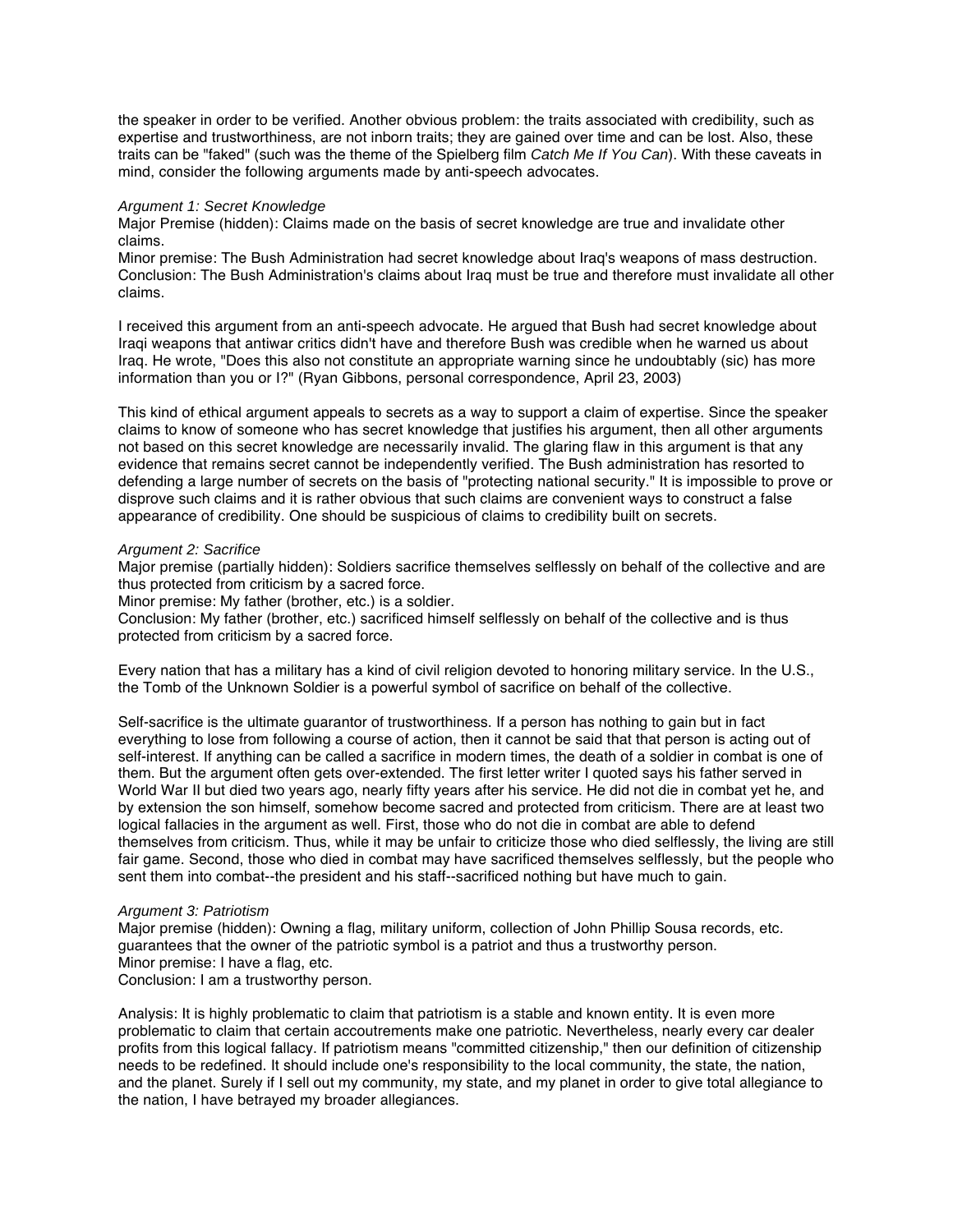the speaker in order to be verified. Another obvious problem: the traits associated with credibility, such as expertise and trustworthiness, are not inborn traits; they are gained over time and can be lost. Also, these traits can be "faked" (such was the theme of the Spielberg film *Catch Me If You Can*). With these caveats in mind, consider the following arguments made by anti-speech advocates.

*Argument 1: Secret Knowledge*

Major Premise (hidden): Claims made on the basis of secret knowledge are true and invalidate other claims.

Minor premise: The Bush Administration had secret knowledge about Iraq's weapons of mass destruction.

Conclusion: The Bush Administration's claims about Iraq must be true and therefore must invalidate all other claims.

I received this argument from an anti-speech advocate. He argued that Bush had secret knowledge about Iraqi weapons that antiwar critics didn't have and therefore Bush was credible when he warned us about Iraq. He wrote, "Does this also not constitute an appropriate warning since he undoubtably (sic) has more information than you or I?" (Ryan Gibbons, personal correspondence, April 23, 2003)

This kind of ethical argument appeals to secrets as a way to support a claim of expertise. Since the speaker claims to know of someone who has secret knowledge that justifies his argument, then all other arguments not based on this secret knowledge are necessarily invalid. The glaring flaw in this argument is that any evidence that remains secret cannot be independently verified. The Bush administration has resorted to defending a large number of secrets on the basis of "protecting national security." It is impossible to prove or disprove such claims and it is rather obvious that such claims are convenient ways to construct a false appearance of credibility. One should be suspicious of claims to credibility built on secrets.

*Argument 2: Sacrifice*

Major premise (partially hidden): Soldiers sacrifice themselves selflessly on behalf of the collective and are thus protected from criticism by a sacred force.

Minor premise: My father (brother, etc.) is a soldier.

Conclusion: My father (brother, etc.) sacrificed himself selflessly on behalf of the collective and is thus protected from criticism by a sacred force.

Every nation that has a military has a kind of civil religion devoted to honoring military service. In the U.S., the Tomb of the Unknown Soldier is a powerful symbol of sacrifice on behalf of the collective.

Self-sacrifice is the ultimate guarantor of trustworthiness. If a person has nothing to gain but in fact everything to lose from following a course of action, then it cannot be said that that person is acting out of self-interest. If anything can be called a sacrifice in modern times, the death of a soldier in combat is one of them. But the argument often gets over-extended. The first letter writer I quoted says his father served in World War II but died two years ago, nearly fifty years after his service. He did not die in combat yet he, and by extension the son himself, somehow become sacred and protected from criticism. There are at least two logical fallacies in the argument as well. First, those who do not die in combat are able to defend themselves from criticism. Thus, while it may be unfair to criticize those who died selflessly, the living are still fair game. Second, those who died in combat may have sacrificed themselves selflessly, but the people who sent them into combat--the president and his staff--sacrificed nothing but have much to gain.

*Argument 3: Patriotism*

Major premise (hidden): Owning a flag, military uniform, collection of John Phillip Sousa records, etc. guarantees that the owner of the patriotic symbol is a patriot and thus a trustworthy person.

Minor premise: I have a flag, etc.

Conclusion: I am a trustworthy person.

Analysis: It is highly problematic to claim that patriotism is a stable and known entity. It is even more problematic to claim that certain accoutrements make one patriotic. Nevertheless, nearly every car dealer profits from this logical fallacy. If patriotism means "committed citizenship," then our definition of citizenship needs to be redefined. It should include one's responsibility to the local community, the state, the nation, and the planet. Surely if I sell out my community, my state, and my planet in order to give total allegiance to the nation, I have betrayed my broader allegiances.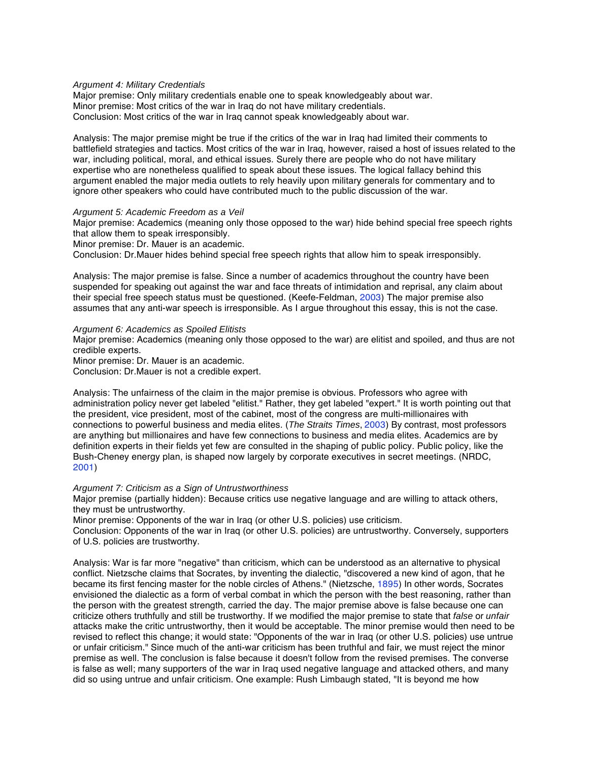*Argument 4: Military Credentials*

Major premise: Only military credentials enable one to speak knowledgeably about war.
Minor premise: Most critics of the war in Iraq do not have military credentials.
Conclusion: Most critics of the war in Iraq cannot speak knowledgeably about war.

Analysis: The major premise might be true if the critics of the war in Iraq had limited their comments to battlefield strategies and tactics. Most critics of the war in Iraq, however, raised a host of issues related to the war, including political, moral, and ethical issues. Surely there are people who do not have military expertise who are nonetheless qualified to speak about these issues. The logical fallacy behind this argument enabled the major media outlets to rely heavily upon military generals for commentary and to ignore other speakers who could have contributed much to the public discussion of the war.

*Argument 5: Academic Freedom as a Veil*

Major premise: Academics (meaning only those opposed to the war) hide behind special free speech rights that allow them to speak irresponsibly.
Minor premise: Dr. Mauer is an academic.
Conclusion: Dr.Mauer hides behind special free speech rights that allow him to speak irresponsibly.

Analysis: The major premise is false. Since a number of academics throughout the country have been suspended for speaking out against the war and face threats of intimidation and reprisal, any claim about their special free speech status must be questioned. (Keefe-Feldman, 2003) The major premise also assumes that any anti-war speech is irresponsible. As I argue throughout this essay, this is not the case.

*Argument 6: Academics as Spoiled Elitists*

Major premise: Academics (meaning only those opposed to the war) are elitist and spoiled, and thus are not credible experts.
Minor premise: Dr. Mauer is an academic.
Conclusion: Dr.Mauer is not a credible expert.

Analysis: The unfairness of the claim in the major premise is obvious. Professors who agree with administration policy never get labeled "elitist." Rather, they get labeled "expert." It is worth pointing out that the president, vice president, most of the cabinet, most of the congress are multi-millionaires with connections to powerful business and media elites. (*The Straits Times*, 2003) By contrast, most professors are anything but millionaires and have few connections to business and media elites. Academics are by definition experts in their fields yet few are consulted in the shaping of public policy. Public policy, like the Bush-Cheney energy plan, is shaped now largely by corporate executives in secret meetings. (NRDC, 2001)

*Argument 7: Criticism as a Sign of Untrustworthiness*

Major premise (partially hidden): Because critics use negative language and are willing to attack others, they must be untrustworthy.
Minor premise: Opponents of the war in Iraq (or other U.S. policies) use criticism.
Conclusion: Opponents of the war in Iraq (or other U.S. policies) are untrustworthy. Conversely, supporters of U.S. policies are trustworthy.

Analysis: War is far more "negative" than criticism, which can be understood as an alternative to physical conflict. Nietzsche claims that Socrates, by inventing the dialectic, "discovered a new kind of agon, that he became its first fencing master for the noble circles of Athens." (Nietzsche, 1895) In other words, Socrates envisioned the dialectic as a form of verbal combat in which the person with the best reasoning, rather than the person with the greatest strength, carried the day. The major premise above is false because one can criticize others truthfully and still be trustworthy. If we modified the major premise to state that *false* or *unfair* attacks make the critic untrustworthy, then it would be acceptable. The minor premise would then need to be revised to reflect this change; it would state: "Opponents of the war in Iraq (or other U.S. policies) use untrue or unfair criticism." Since much of the anti-war criticism has been truthful and fair, we must reject the minor premise as well. The conclusion is false because it doesn't follow from the revised premises. The converse is false as well; many supporters of the war in Iraq used negative language and attacked others, and many did so using untrue and unfair criticism. One example: Rush Limbaugh stated, "It is beyond me how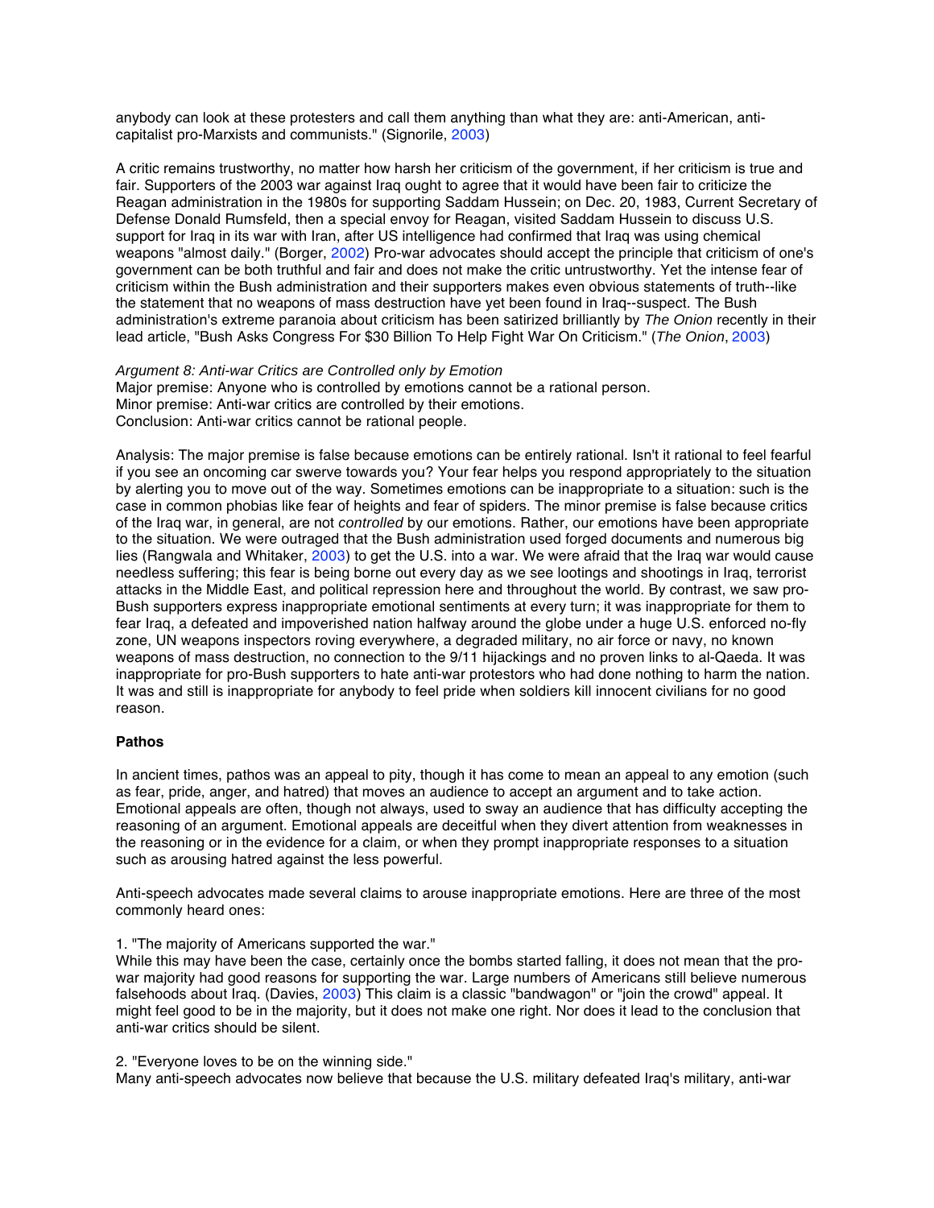anybody can look at these protesters and call them anything than what they are: anti-American, anti-capitalist pro-Marxists and communists." (Signorile, 2003)

A critic remains trustworthy, no matter how harsh her criticism of the government, if her criticism is true and fair. Supporters of the 2003 war against Iraq ought to agree that it would have been fair to criticize the Reagan administration in the 1980s for supporting Saddam Hussein; on Dec. 20, 1983, Current Secretary of Defense Donald Rumsfeld, then a special envoy for Reagan, visited Saddam Hussein to discuss U.S. support for Iraq in its war with Iran, after US intelligence had confirmed that Iraq was using chemical weapons "almost daily." (Borger, 2002) Pro-war advocates should accept the principle that criticism of one's government can be both truthful and fair and does not make the critic untrustworthy. Yet the intense fear of criticism within the Bush administration and their supporters makes even obvious statements of truth--like the statement that no weapons of mass destruction have yet been found in Iraq--suspect. The Bush administration's extreme paranoia about criticism has been satirized brilliantly by *The Onion* recently in their lead article, "Bush Asks Congress For $30 Billion To Help Fight War On Criticism." (*The Onion*, 2003)

*Argument 8: Anti-war Critics are Controlled only by Emotion*
Major premise: Anyone who is controlled by emotions cannot be a rational person.
Minor premise: Anti-war critics are controlled by their emotions.
Conclusion: Anti-war critics cannot be rational people.

Analysis: The major premise is false because emotions can be entirely rational. Isn't it rational to feel fearful if you see an oncoming car swerve towards you? Your fear helps you respond appropriately to the situation by alerting you to move out of the way. Sometimes emotions can be inappropriate to a situation: such is the case in common phobias like fear of heights and fear of spiders. The minor premise is false because critics of the Iraq war, in general, are not *controlled* by our emotions. Rather, our emotions have been appropriate to the situation. We were outraged that the Bush administration used forged documents and numerous big lies (Rangwala and Whitaker, 2003) to get the U.S. into a war. We were afraid that the Iraq war would cause needless suffering; this fear is being borne out every day as we see lootings and shootings in Iraq, terrorist attacks in the Middle East, and political repression here and throughout the world. By contrast, we saw pro-Bush supporters express inappropriate emotional sentiments at every turn; it was inappropriate for them to fear Iraq, a defeated and impoverished nation halfway around the globe under a huge U.S. enforced no-fly zone, UN weapons inspectors roving everywhere, a degraded military, no air force or navy, no known weapons of mass destruction, no connection to the 9/11 hijackings and no proven links to al-Qaeda. It was inappropriate for pro-Bush supporters to hate anti-war protestors who had done nothing to harm the nation. It was and still is inappropriate for anybody to feel pride when soldiers kill innocent civilians for no good reason.

**Pathos**

In ancient times, pathos was an appeal to pity, though it has come to mean an appeal to any emotion (such as fear, pride, anger, and hatred) that moves an audience to accept an argument and to take action. Emotional appeals are often, though not always, used to sway an audience that has difficulty accepting the reasoning of an argument. Emotional appeals are deceitful when they divert attention from weaknesses in the reasoning or in the evidence for a claim, or when they prompt inappropriate responses to a situation such as arousing hatred against the less powerful.

Anti-speech advocates made several claims to arouse inappropriate emotions. Here are three of the most commonly heard ones:

1. "The majority of Americans supported the war."
While this may have been the case, certainly once the bombs started falling, it does not mean that the pro-war majority had good reasons for supporting the war. Large numbers of Americans still believe numerous falsehoods about Iraq. (Davies, 2003) This claim is a classic "bandwagon" or "join the crowd" appeal. It might feel good to be in the majority, but it does not make one right. Nor does it lead to the conclusion that anti-war critics should be silent.

2. "Everyone loves to be on the winning side."
Many anti-speech advocates now believe that because the U.S. military defeated Iraq's military, anti-war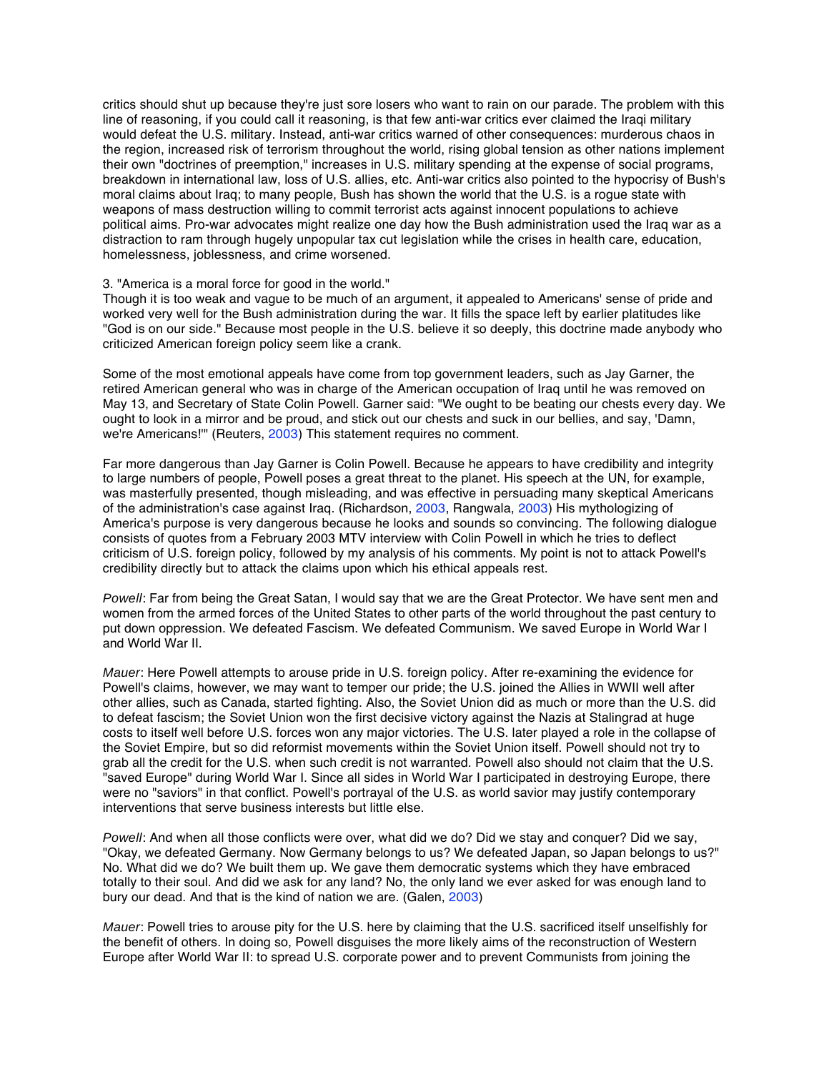critics should shut up because they're just sore losers who want to rain on our parade. The problem with this line of reasoning, if you could call it reasoning, is that few anti-war critics ever claimed the Iraqi military would defeat the U.S. military. Instead, anti-war critics warned of other consequences: murderous chaos in the region, increased risk of terrorism throughout the world, rising global tension as other nations implement their own "doctrines of preemption," increases in U.S. military spending at the expense of social programs, breakdown in international law, loss of U.S. allies, etc. Anti-war critics also pointed to the hypocrisy of Bush's moral claims about Iraq; to many people, Bush has shown the world that the U.S. is a rogue state with weapons of mass destruction willing to commit terrorist acts against innocent populations to achieve political aims. Pro-war advocates might realize one day how the Bush administration used the Iraq war as a distraction to ram through hugely unpopular tax cut legislation while the crises in health care, education, homelessness, joblessness, and crime worsened.

3. "America is a moral force for good in the world."
Though it is too weak and vague to be much of an argument, it appealed to Americans' sense of pride and worked very well for the Bush administration during the war. It fills the space left by earlier platitudes like "God is on our side." Because most people in the U.S. believe it so deeply, this doctrine made anybody who criticized American foreign policy seem like a crank.

Some of the most emotional appeals have come from top government leaders, such as Jay Garner, the retired American general who was in charge of the American occupation of Iraq until he was removed on May 13, and Secretary of State Colin Powell. Garner said: "We ought to be beating our chests every day. We ought to look in a mirror and be proud, and stick out our chests and suck in our bellies, and say, 'Damn, we're Americans!'" (Reuters, 2003) This statement requires no comment.

Far more dangerous than Jay Garner is Colin Powell. Because he appears to have credibility and integrity to large numbers of people, Powell poses a great threat to the planet. His speech at the UN, for example, was masterfully presented, though misleading, and was effective in persuading many skeptical Americans of the administration's case against Iraq. (Richardson, 2003, Rangwala, 2003) His mythologizing of America's purpose is very dangerous because he looks and sounds so convincing. The following dialogue consists of quotes from a February 2003 MTV interview with Colin Powell in which he tries to deflect criticism of U.S. foreign policy, followed by my analysis of his comments. My point is not to attack Powell's credibility directly but to attack the claims upon which his ethical appeals rest.

*Powell*: Far from being the Great Satan, I would say that we are the Great Protector. We have sent men and women from the armed forces of the United States to other parts of the world throughout the past century to put down oppression. We defeated Fascism. We defeated Communism. We saved Europe in World War I and World War II.

*Mauer*: Here Powell attempts to arouse pride in U.S. foreign policy. After re-examining the evidence for Powell's claims, however, we may want to temper our pride; the U.S. joined the Allies in WWII well after other allies, such as Canada, started fighting. Also, the Soviet Union did as much or more than the U.S. did to defeat fascism; the Soviet Union won the first decisive victory against the Nazis at Stalingrad at huge costs to itself well before U.S. forces won any major victories. The U.S. later played a role in the collapse of the Soviet Empire, but so did reformist movements within the Soviet Union itself. Powell should not try to grab all the credit for the U.S. when such credit is not warranted. Powell also should not claim that the U.S. "saved Europe" during World War I. Since all sides in World War I participated in destroying Europe, there were no "saviors" in that conflict. Powell's portrayal of the U.S. as world savior may justify contemporary interventions that serve business interests but little else.

*Powell*: And when all those conflicts were over, what did we do? Did we stay and conquer? Did we say, "Okay, we defeated Germany. Now Germany belongs to us? We defeated Japan, so Japan belongs to us?" No. What did we do? We built them up. We gave them democratic systems which they have embraced totally to their soul. And did we ask for any land? No, the only land we ever asked for was enough land to bury our dead. And that is the kind of nation we are. (Galen, 2003)

*Mauer*: Powell tries to arouse pity for the U.S. here by claiming that the U.S. sacrificed itself unselfishly for the benefit of others. In doing so, Powell disguises the more likely aims of the reconstruction of Western Europe after World War II: to spread U.S. corporate power and to prevent Communists from joining the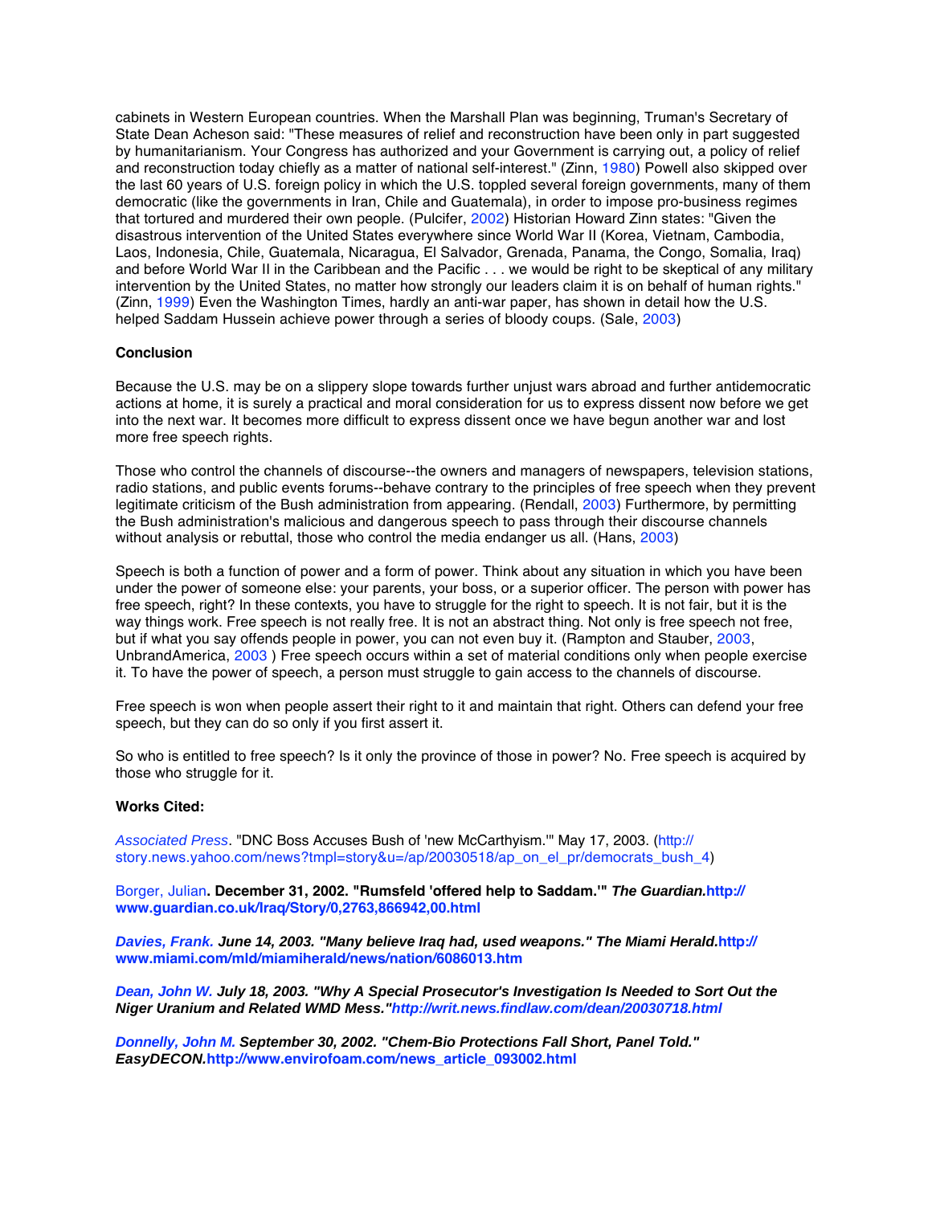cabinets in Western European countries. When the Marshall Plan was beginning, Truman's Secretary of State Dean Acheson said: "These measures of relief and reconstruction have been only in part suggested by humanitarianism. Your Congress has authorized and your Government is carrying out, a policy of relief and reconstruction today chiefly as a matter of national self-interest." (Zinn, 1980) Powell also skipped over the last 60 years of U.S. foreign policy in which the U.S. toppled several foreign governments, many of them democratic (like the governments in Iran, Chile and Guatemala), in order to impose pro-business regimes that tortured and murdered their own people. (Pulcifer, 2002) Historian Howard Zinn states: "Given the disastrous intervention of the United States everywhere since World War II (Korea, Vietnam, Cambodia, Laos, Indonesia, Chile, Guatemala, Nicaragua, El Salvador, Grenada, Panama, the Congo, Somalia, Iraq) and before World War II in the Caribbean and the Pacific . . . we would be right to be skeptical of any military intervention by the United States, no matter how strongly our leaders claim it is on behalf of human rights." (Zinn, 1999) Even the Washington Times, hardly an anti-war paper, has shown in detail how the U.S. helped Saddam Hussein achieve power through a series of bloody coups. (Sale, 2003)

**Conclusion**

Because the U.S. may be on a slippery slope towards further unjust wars abroad and further antidemocratic actions at home, it is surely a practical and moral consideration for us to express dissent now before we get into the next war. It becomes more difficult to express dissent once we have begun another war and lost more free speech rights.

Those who control the channels of discourse--the owners and managers of newspapers, television stations, radio stations, and public events forums--behave contrary to the principles of free speech when they prevent legitimate criticism of the Bush administration from appearing. (Rendall, 2003) Furthermore, by permitting the Bush administration's malicious and dangerous speech to pass through their discourse channels without analysis or rebuttal, those who control the media endanger us all. (Hans, 2003)

Speech is both a function of power and a form of power. Think about any situation in which you have been under the power of someone else: your parents, your boss, or a superior officer. The person with power has free speech, right? In these contexts, you have to struggle for the right to speech. It is not fair, but it is the way things work. Free speech is not really free. It is not an abstract thing. Not only is free speech not free, but if what you say offends people in power, you can not even buy it. (Rampton and Stauber, 2003, UnbrandAmerica, 2003 ) Free speech occurs within a set of material conditions only when people exercise it. To have the power of speech, a person must struggle to gain access to the channels of discourse.

Free speech is won when people assert their right to it and maintain that right. Others can defend your free speech, but they can do so only if you first assert it.

So who is entitled to free speech? Is it only the province of those in power? No. Free speech is acquired by those who struggle for it.

**Works Cited:**

*Associated Press*. "DNC Boss Accuses Bush of 'new McCarthyism.'" May 17, 2003. (http://story.news.yahoo.com/news?tmpl=story&u=/ap/20030518/ap_on_el_pr/democrats_bush_4)

Borger, Julian**. December 31, 2002. "Rumsfeld 'offered help to Saddam.'"** ***The Guardian.*****http://www.guardian.co.uk/Iraq/Story/0,2763,866942,00.html**

***Davies, Frank. June 14, 2003. "Many believe Iraq had, used weapons." The Miami Herald.*****http://www.miami.com/mld/miamiherald/news/nation/6086013.htm**

***Dean, John W. July 18, 2003. "Why A Special Prosecutor's Investigation Is Needed to Sort Out the Niger Uranium and Related WMD Mess."http://writ.news.findlaw.com/dean/20030718.html***

***Donnelly, John M. September 30, 2002. "Chem-Bio Protections Fall Short, Panel Told." EasyDECON.*****http://www.envirofoam.com/news_article_093002.html**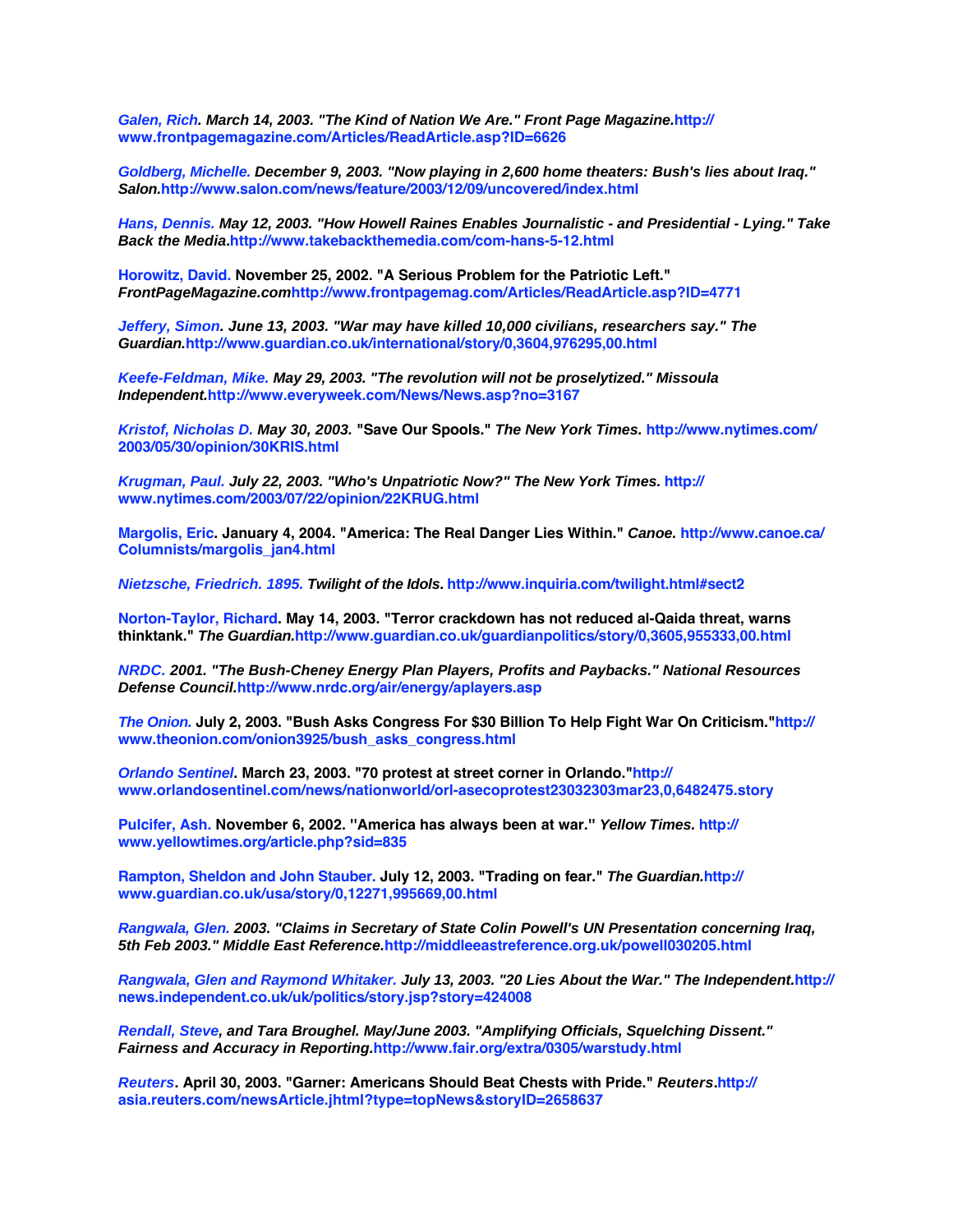*Galen, Rich. March 14, 2003. "The Kind of Nation We Are." Front Page Magazine.*http://www.frontpagemagazine.com/Articles/ReadArticle.asp?ID=6626

*Goldberg, Michelle. December 9, 2003. "Now playing in 2,600 home theaters: Bush's lies about Iraq." Salon.*http://www.salon.com/news/feature/2003/12/09/uncovered/index.html

*Hans, Dennis. May 12, 2003. "How Howell Raines Enables Journalistic - and Presidential - Lying." Take Back the Media.*http://www.takebackthemedia.com/com-hans-5-12.html

**Horowitz, David. November 25, 2002. "A Serious Problem for the Patriotic Left."** ***FrontPageMagazine.com***http://www.frontpagemag.com/Articles/ReadArticle.asp?ID=4771

*Jeffery, Simon. June 13, 2003. "War may have killed 10,000 civilians, researchers say." The Guardian.*http://www.guardian.co.uk/international/story/0,3604,976295,00.html

*Keefe-Feldman, Mike. May 29, 2003. "The revolution will not be proselytized." Missoula Independent.*http://www.everyweek.com/News/News.asp?no=3167

*Kristof, Nicholas D. May 30, 2003.* **"Save Our Spools."** ***The New York Times.*** http://www.nytimes.com/2003/05/30/opinion/30KRIS.html

*Krugman, Paul. July 22, 2003. "Who's Unpatriotic Now?" The New York Times.* http://www.nytimes.com/2003/07/22/opinion/22KRUG.html

**Margolis, Eric. January 4, 2004. "America: The Real Danger Lies Within."** ***Canoe.*** http://www.canoe.ca/Columnists/margolis_jan4.html

*Nietzsche, Friedrich. 1895. Twilight of the Idols.* http://www.inquiria.com/twilight.html#sect2

**Norton-Taylor, Richard. May 14, 2003. "Terror crackdown has not reduced al-Qaida threat, warns thinktank."** ***The Guardian.***http://www.guardian.co.uk/guardianpolitics/story/0,3605,955333,00.html

*NRDC. 2001. "The Bush-Cheney Energy Plan Players, Profits and Paybacks." National Resources Defense Council.*http://www.nrdc.org/air/energy/aplayers.asp

*The Onion.* **July 2, 2003. "Bush Asks Congress For $30 Billion To Help Fight War On Criticism."**http://www.theonion.com/onion3925/bush_asks_congress.html

*Orlando Sentinel*. **March 23, 2003. "70 protest at street corner in Orlando."**http://www.orlandosentinel.com/news/nationworld/orl-asecoprotest23032303mar23,0,6482475.story

**Pulcifer, Ash. November 6, 2002. "America has always been at war."** ***Yellow Times.*** http://www.yellowtimes.org/article.php?sid=835

**Rampton, Sheldon and John Stauber. July 12, 2003. "Trading on fear."** ***The Guardian.***http://www.guardian.co.uk/usa/story/0,12271,995669,00.html

*Rangwala, Glen. 2003. "Claims in Secretary of State Colin Powell's UN Presentation concerning Iraq, 5th Feb 2003." Middle East Reference.*http://middleeastreference.org.uk/powell030205.html

*Rangwala, Glen and Raymond Whitaker. July 13, 2003. "20 Lies About the War." The Independent.*http://news.independent.co.uk/uk/politics/story.jsp?story=424008

*Rendall, Steve, and Tara Broughel. May/June 2003. "Amplifying Officials, Squelching Dissent." Fairness and Accuracy in Reporting.*http://www.fair.org/extra/0305/warstudy.html

*Reuters*. **April 30, 2003. "Garner: Americans Should Beat Chests with Pride."** ***Reuters.***http://asia.reuters.com/newsArticle.jhtml?type=topNews&storyID=2658637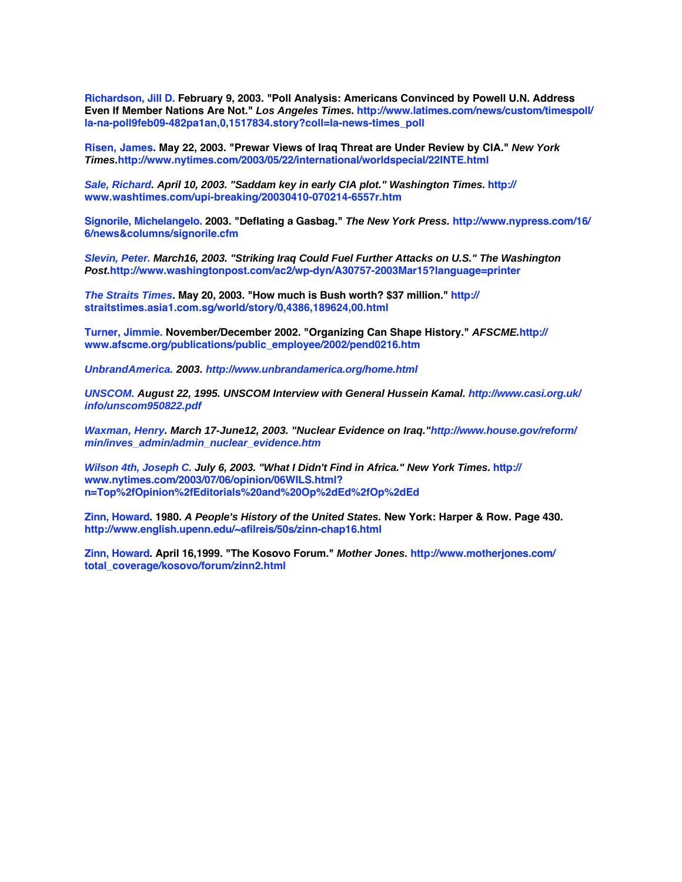Richardson, Jill D. February 9, 2003. "Poll Analysis: Americans Convinced by Powell U.N. Address Even If Member Nations Are Not." *Los Angeles Times.* http://www.latimes.com/news/custom/timespoll/la-na-poll9feb09-482pa1an,0,1517834.story?coll=la-news-times_poll

Risen, James. May 22, 2003. "Prewar Views of Iraq Threat are Under Review by CIA." *New York Times.*http://www.nytimes.com/2003/05/22/international/worldspecial/22INTE.html

*Sale, Richard. April 10, 2003. "Saddam key in early CIA plot." Washington Times.* http://www.washtimes.com/upi-breaking/20030410-070214-6557r.htm

Signorile, Michelangelo. 2003. "Deflating a Gasbag." *The New York Press.* http://www.nypress.com/16/6/news&columns/signorile.cfm

*Slevin, Peter. March16, 2003. "Striking Iraq Could Fuel Further Attacks on U.S." The Washington Post.*http://www.washingtonpost.com/ac2/wp-dyn/A30757-2003Mar15?language=printer

*The Straits Times*. May 20, 2003. "How much is Bush worth? $37 million." http://straitstimes.asia1.com.sg/world/story/0,4386,189624,00.html

Turner, Jimmie. November/December 2002. "Organizing Can Shape History." *AFSCME.*http://www.afscme.org/publications/public_employee/2002/pend0216.htm

*UnbrandAmerica. 2003. http://www.unbrandamerica.org/home.html*

*UNSCOM. August 22, 1995. UNSCOM Interview with General Hussein Kamal. http://www.casi.org.uk/info/unscom950822.pdf*

*Waxman, Henry. March 17-June12, 2003. "Nuclear Evidence on Iraq."http://www.house.gov/reform/min/inves_admin/admin_nuclear_evidence.htm*

*Wilson 4th, Joseph C. July 6, 2003. "What I Didn't Find in Africa." New York Times.* http://www.nytimes.com/2003/07/06/opinion/06WILS.html?n=Top%2fOpinion%2fEditorials%20and%20Op%2dEd%2fOp%2dEd

Zinn, Howard. 1980. *A People's History of the United States.* New York: Harper & Row. Page 430. http://www.english.upenn.edu/~afilreis/50s/zinn-chap16.html

Zinn, Howard. April 16,1999. "The Kosovo Forum." *Mother Jones.* http://www.motherjones.com/total_coverage/kosovo/forum/zinn2.html